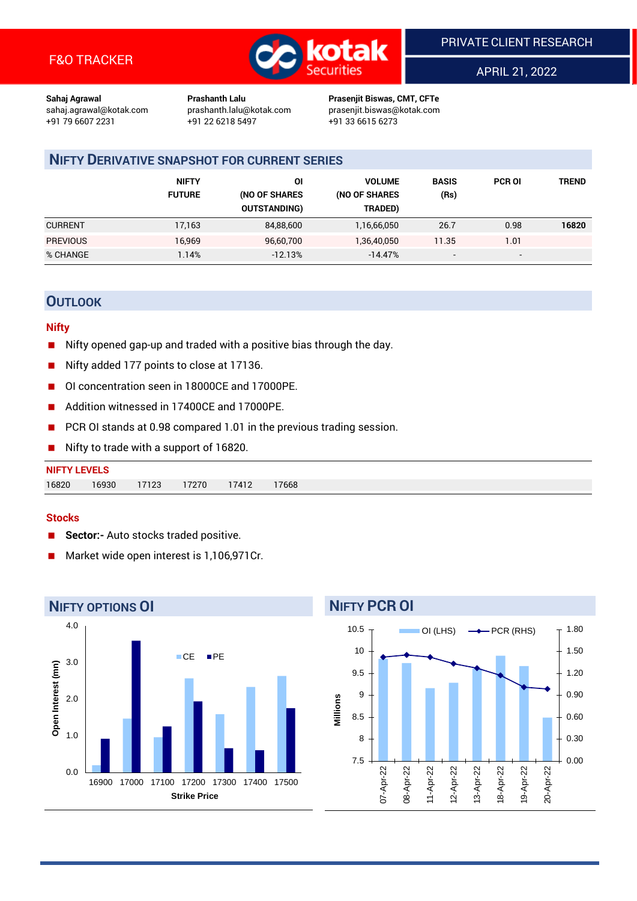F&O TRACKER

PRIVATE CLIENT RESEARCH

APRIL 21, 2022

**Sahaj Agrawal**
sahaj.agrawal@kotak.com
+91 79 6607 2231

**Prashanth Lalu**
prashanth.lalu@kotak.com
+91 22 6218 5497

**Prasenjit Biswas, CMT, CFTe**
prasenjit.biswas@kotak.com
+91 33 6615 6273

## NIFTY DERIVATIVE SNAPSHOT FOR CURRENT SERIES

| | NIFTY FUTURE | OI (NO OF SHARES OUTSTANDING) | VOLUME (NO OF SHARES TRADED) | BASIS (Rs) | PCR OI | TREND |
|---|---|---|---|---|---|---|
| CURRENT | 17,163 | 84,88,600 | 1,16,66,050 | 26.7 | 0.98 | **16820** |
| PREVIOUS | 16,969 | 96,60,700 | 1,36,40,050 | 11.35 | 1.01 | |
| % CHANGE | 1.14% | -12.13% | -14.47% | - | - | |

## OUTLOOK

### Nifty

- Nifty opened gap-up and traded with a positive bias through the day.
- Nifty added 177 points to close at 17136.
- OI concentration seen in 18000CE and 17000PE.
- Addition witnessed in 17400CE and 17000PE.
- PCR OI stands at 0.98 compared 1.01 in the previous trading session.
- Nifty to trade with a support of 16820.

### NIFTY LEVELS

| 16820 | 16930 | 17123 | 17270 | 17412 | 17668 |
|---|---|---|---|---|---|

### Stocks

- **Sector:-** Auto stocks traded positive.
- Market wide open interest is 1,106,971Cr.

## NIFTY OPTIONS OI

## NIFTY PCR OI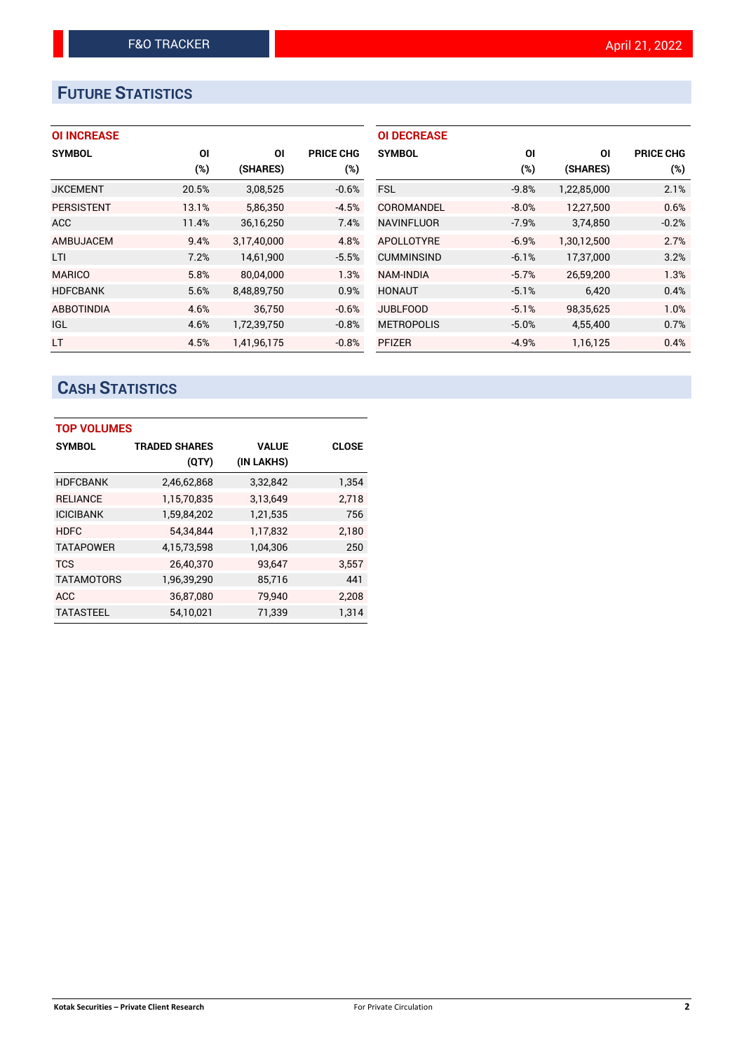## FUTURE STATISTICS

### OI INCREASE

| SYMBOL | OI (%) | OI (SHARES) | PRICE CHG (%) |
|---|---|---|---|
| JKCEMENT | 20.5% | 3,08,525 | -0.6% |
| PERSISTENT | 13.1% | 5,86,350 | -4.5% |
| ACC | 11.4% | 36,16,250 | 7.4% |
| AMBUJACEM | 9.4% | 3,17,40,000 | 4.8% |
| LTI | 7.2% | 14,61,900 | -5.5% |
| MARICO | 5.8% | 80,04,000 | 1.3% |
| HDFCBANK | 5.6% | 8,48,89,750 | 0.9% |
| ABBOTINDIA | 4.6% | 36,750 | -0.6% |
| IGL | 4.6% | 1,72,39,750 | -0.8% |
| LT | 4.5% | 1,41,96,175 | -0.8% |

### OI DECREASE

| SYMBOL | OI (%) | OI (SHARES) | PRICE CHG (%) |
|---|---|---|---|
| FSL | -9.8% | 1,22,85,000 | 2.1% |
| COROMANDEL | -8.0% | 12,27,500 | 0.6% |
| NAVINFLUOR | -7.9% | 3,74,850 | -0.2% |
| APOLLOTYRE | -6.9% | 1,30,12,500 | 2.7% |
| CUMMINSIND | -6.1% | 17,37,000 | 3.2% |
| NAM-INDIA | -5.7% | 26,59,200 | 1.3% |
| HONAUT | -5.1% | 6,420 | 0.4% |
| JUBLFOOD | -5.1% | 98,35,625 | 1.0% |
| METROPOLIS | -5.0% | 4,55,400 | 0.7% |
| PFIZER | -4.9% | 1,16,125 | 0.4% |

## CASH STATISTICS

### TOP VOLUMES

| SYMBOL | TRADED SHARES (QTY) | VALUE (IN LAKHS) | CLOSE |
|---|---|---|---|
| HDFCBANK | 2,46,62,868 | 3,32,842 | 1,354 |
| RELIANCE | 1,15,70,835 | 3,13,649 | 2,718 |
| ICICIBANK | 1,59,84,202 | 1,21,535 | 756 |
| HDFC | 54,34,844 | 1,17,832 | 2,180 |
| TATAPOWER | 4,15,73,598 | 1,04,306 | 250 |
| TCS | 26,40,370 | 93,647 | 3,557 |
| TATAMOTORS | 1,96,39,290 | 85,716 | 441 |
| ACC | 36,87,080 | 79,940 | 2,208 |
| TATASTEEL | 54,10,021 | 71,339 | 1,314 |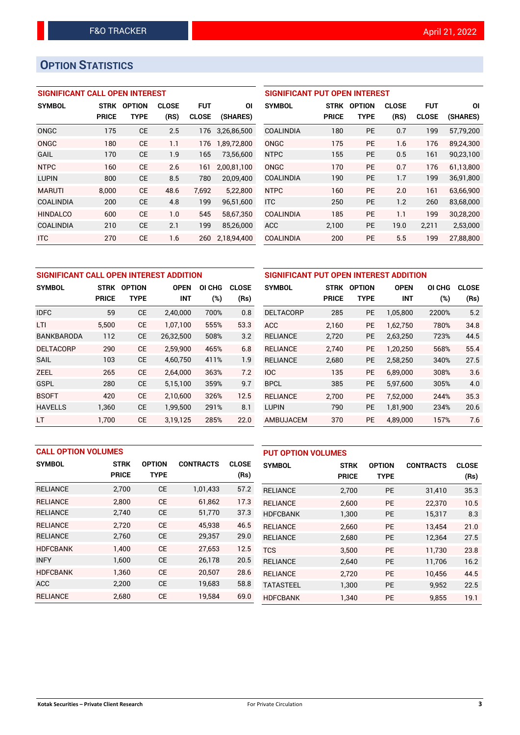## OPTION STATISTICS

### SIGNIFICANT CALL OPEN INTEREST

| SYMBOL | STRK PRICE | OPTION TYPE | CLOSE (RS) | FUT CLOSE | OI (SHARES) |
|---|---|---|---|---|---|
| ONGC | 175 | CE | 2.5 | 176 | 3,26,86,500 |
| ONGC | 180 | CE | 1.1 | 176 | 1,89,72,800 |
| GAIL | 170 | CE | 1.9 | 165 | 73,56,600 |
| NTPC | 160 | CE | 2.6 | 161 | 2,00,81,100 |
| LUPIN | 800 | CE | 8.5 | 780 | 20,09,400 |
| MARUTI | 8,000 | CE | 48.6 | 7,692 | 5,22,800 |
| COALINDIA | 200 | CE | 4.8 | 199 | 96,51,600 |
| HINDALCO | 600 | CE | 1.0 | 545 | 58,67,350 |
| COALINDIA | 210 | CE | 2.1 | 199 | 85,26,000 |
| ITC | 270 | CE | 1.6 | 260 | 2,18,94,400 |

### SIGNIFICANT PUT OPEN INTEREST

| SYMBOL | STRK PRICE | OPTION TYPE | CLOSE (RS) | FUT CLOSE | OI (SHARES) |
|---|---|---|---|---|---|
| COALINDIA | 180 | PE | 0.7 | 199 | 57,79,200 |
| ONGC | 175 | PE | 1.6 | 176 | 89,24,300 |
| NTPC | 155 | PE | 0.5 | 161 | 90,23,100 |
| ONGC | 170 | PE | 0.7 | 176 | 61,13,800 |
| COALINDIA | 190 | PE | 1.7 | 199 | 36,91,800 |
| NTPC | 160 | PE | 2.0 | 161 | 63,66,900 |
| ITC | 250 | PE | 1.2 | 260 | 83,68,000 |
| COALINDIA | 185 | PE | 1.1 | 199 | 30,28,200 |
| ACC | 2,100 | PE | 19.0 | 2,211 | 2,53,000 |
| COALINDIA | 200 | PE | 5.5 | 199 | 27,88,800 |

### SIGNIFICANT CALL OPEN INTEREST ADDITION

| SYMBOL | STRK PRICE | OPTION TYPE | OPEN INT | OI CHG (%) | CLOSE (Rs) |
|---|---|---|---|---|---|
| IDFC | 59 | CE | 2,40,000 | 700% | 0.8 |
| LTI | 5,500 | CE | 1,07,100 | 555% | 53.3 |
| BANKBARODA | 112 | CE | 26,32,500 | 508% | 3.2 |
| DELTACORP | 290 | CE | 2,59,900 | 465% | 6.8 |
| SAIL | 103 | CE | 4,60,750 | 411% | 1.9 |
| ZEEL | 265 | CE | 2,64,000 | 363% | 7.2 |
| GSPL | 280 | CE | 5,15,100 | 359% | 9.7 |
| BSOFT | 420 | CE | 2,10,600 | 326% | 12.5 |
| HAVELLS | 1,360 | CE | 1,99,500 | 291% | 8.1 |
| LT | 1,700 | CE | 3,19,125 | 285% | 22.0 |

### SIGNIFICANT PUT OPEN INTEREST ADDITION

| SYMBOL | STRK PRICE | OPTION TYPE | OPEN INT | OI CHG (%) | CLOSE (Rs) |
|---|---|---|---|---|---|
| DELTACORP | 285 | PE | 1,05,800 | 2200% | 5.2 |
| ACC | 2,160 | PE | 1,62,750 | 780% | 34.8 |
| RELIANCE | 2,720 | PE | 2,63,250 | 723% | 44.5 |
| RELIANCE | 2,740 | PE | 1,20,250 | 568% | 55.4 |
| RELIANCE | 2,680 | PE | 2,58,250 | 340% | 27.5 |
| IOC | 135 | PE | 6,89,000 | 308% | 3.6 |
| BPCL | 385 | PE | 5,97,600 | 305% | 4.0 |
| RELIANCE | 2,700 | PE | 7,52,000 | 244% | 35.3 |
| LUPIN | 790 | PE | 1,81,900 | 234% | 20.6 |
| AMBUJACEM | 370 | PE | 4,89,000 | 157% | 7.6 |

### CALL OPTION VOLUMES

| SYMBOL | STRK PRICE | OPTION TYPE | CONTRACTS | CLOSE (Rs) |
|---|---|---|---|---|
| RELIANCE | 2,700 | CE | 1,01,433 | 57.2 |
| RELIANCE | 2,800 | CE | 61,862 | 17.3 |
| RELIANCE | 2,740 | CE | 51,770 | 37.3 |
| RELIANCE | 2,720 | CE | 45,938 | 46.5 |
| RELIANCE | 2,760 | CE | 29,357 | 29.0 |
| HDFCBANK | 1,400 | CE | 27,653 | 12.5 |
| INFY | 1,600 | CE | 26,178 | 20.5 |
| HDFCBANK | 1,360 | CE | 20,507 | 28.6 |
| ACC | 2,200 | CE | 19,683 | 58.8 |
| RELIANCE | 2,680 | CE | 19,584 | 69.0 |

### PUT OPTION VOLUMES

| SYMBOL | STRK PRICE | OPTION TYPE | CONTRACTS | CLOSE (Rs) |
|---|---|---|---|---|
| RELIANCE | 2,700 | PE | 31,410 | 35.3 |
| RELIANCE | 2,600 | PE | 22,370 | 10.5 |
| HDFCBANK | 1,300 | PE | 15,317 | 8.3 |
| RELIANCE | 2,660 | PE | 13,454 | 21.0 |
| RELIANCE | 2,680 | PE | 12,364 | 27.5 |
| TCS | 3,500 | PE | 11,730 | 23.8 |
| RELIANCE | 2,640 | PE | 11,706 | 16.2 |
| RELIANCE | 2,720 | PE | 10,456 | 44.5 |
| TATASTEEL | 1,300 | PE | 9,952 | 22.5 |
| HDFCBANK | 1,340 | PE | 9,855 | 19.1 |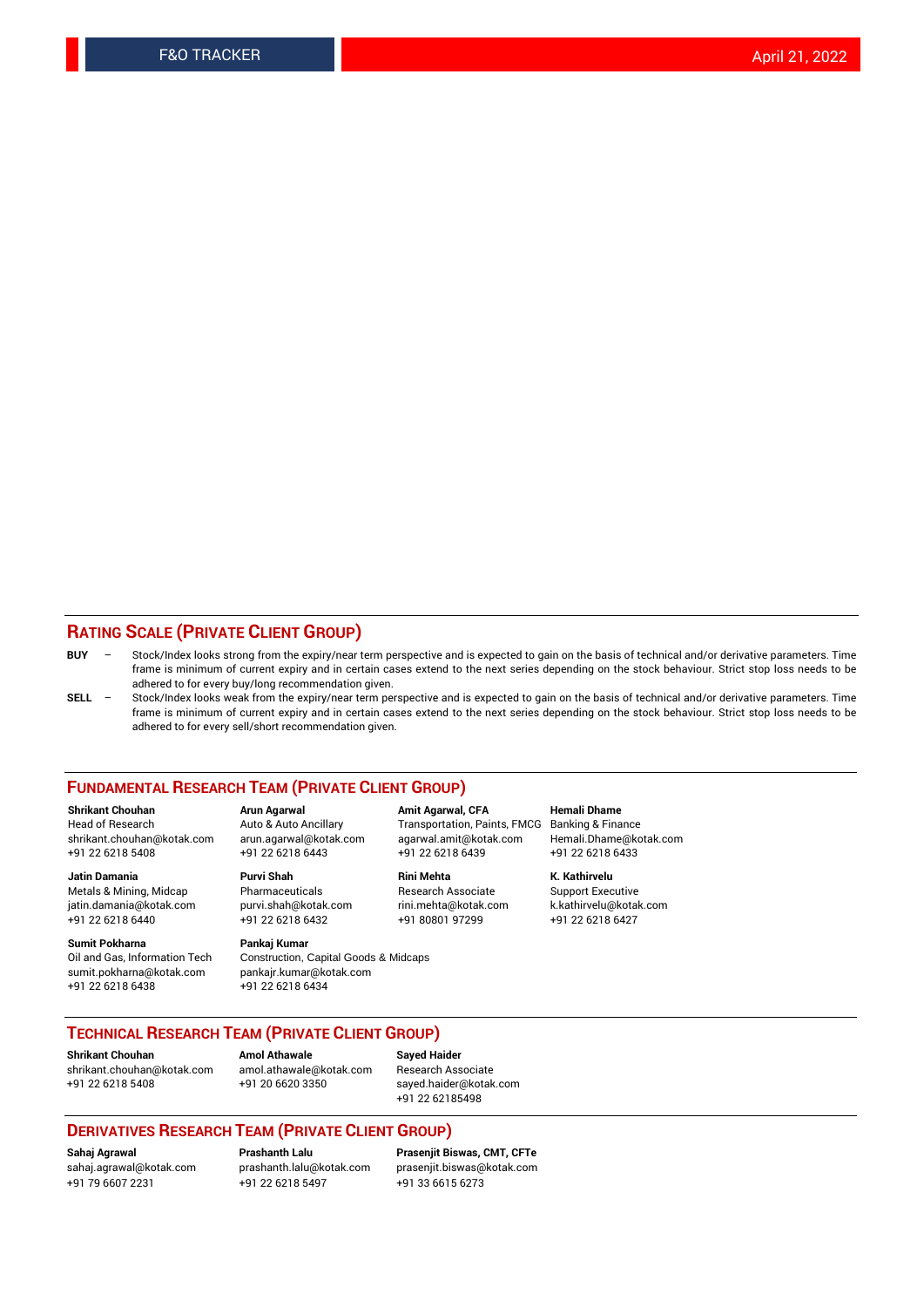## RATING SCALE (PRIVATE CLIENT GROUP)

**BUY** – Stock/Index looks strong from the expiry/near term perspective and is expected to gain on the basis of technical and/or derivative parameters. Time frame is minimum of current expiry and in certain cases extend to the next series depending on the stock behaviour. Strict stop loss needs to be adhered to for every buy/long recommendation given.

**SELL** – Stock/Index looks weak from the expiry/near term perspective and is expected to gain on the basis of technical and/or derivative parameters. Time frame is minimum of current expiry and in certain cases extend to the next series depending on the stock behaviour. Strict stop loss needs to be adhered to for every sell/short recommendation given.

## FUNDAMENTAL RESEARCH TEAM (PRIVATE CLIENT GROUP)

**Shrikant Chouhan**
Head of Research
shrikant.chouhan@kotak.com
+91 22 6218 5408

**Arun Agarwal**
Auto & Auto Ancillary
arun.agarwal@kotak.com
+91 22 6218 6443

**Amit Agarwal, CFA**
Transportation, Paints, FMCG
agarwal.amit@kotak.com
+91 22 6218 6439

**Hemali Dhame**
Banking & Finance
Hemali.Dhame@kotak.com
+91 22 6218 6433

**Jatin Damania**
Metals & Mining, Midcap
jatin.damania@kotak.com
+91 22 6218 6440

**Purvi Shah**
Pharmaceuticals
purvi.shah@kotak.com
+91 22 6218 6432

**Rini Mehta**
Research Associate
rini.mehta@kotak.com
+91 80801 97299

**K. Kathirvelu**
Support Executive
k.kathirvelu@kotak.com
+91 22 6218 6427

**Sumit Pokharna**
Oil and Gas, Information Tech
sumit.pokharna@kotak.com
+91 22 6218 6438

**Pankaj Kumar**
Construction, Capital Goods & Midcaps
pankajr.kumar@kotak.com
+91 22 6218 6434

## TECHNICAL RESEARCH TEAM (PRIVATE CLIENT GROUP)

**Shrikant Chouhan**
shrikant.chouhan@kotak.com
+91 22 6218 5408

**Amol Athawale**
amol.athawale@kotak.com
+91 20 6620 3350

**Sayed Haider**
Research Associate
sayed.haider@kotak.com
+91 22 62185498

## DERIVATIVES RESEARCH TEAM (PRIVATE CLIENT GROUP)

**Sahaj Agrawal**
sahaj.agrawal@kotak.com
+91 79 6607 2231

**Prashanth Lalu**
prashanth.lalu@kotak.com
+91 22 6218 5497

**Prasenjit Biswas, CMT, CFTe**
prasenjit.biswas@kotak.com
+91 33 6615 6273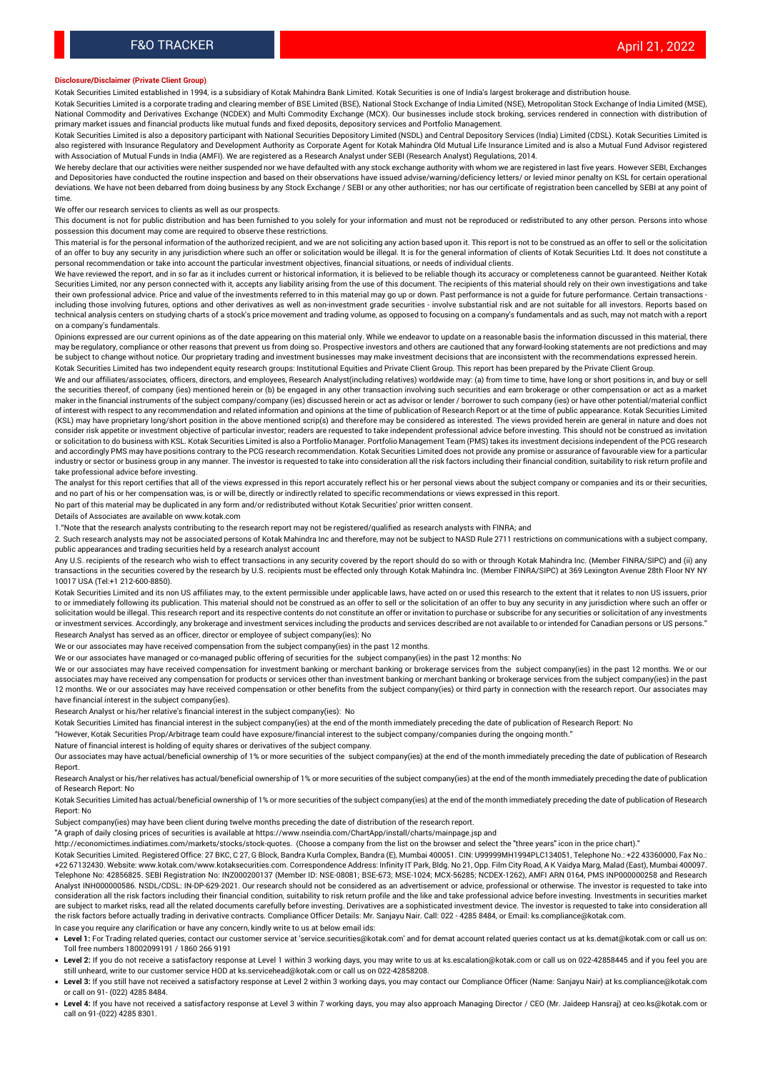**Disclosure/Disclaimer (Private Client Group)**

Kotak Securities Limited established in 1994, is a subsidiary of Kotak Mahindra Bank Limited. Kotak Securities is one of India's largest brokerage and distribution house.

Kotak Securities Limited is a corporate trading and clearing member of BSE Limited (BSE), National Stock Exchange of India Limited (NSE), Metropolitan Stock Exchange of India Limited (MSE), National Commodity and Derivatives Exchange (NCDEX) and Multi Commodity Exchange (MCX). Our businesses include stock broking, services rendered in connection with distribution of primary market issues and financial products like mutual funds and fixed deposits, depository services and Portfolio Management.

Kotak Securities Limited is also a depository participant with National Securities Depository Limited (NSDL) and Central Depository Services (India) Limited (CDSL). Kotak Securities Limited is also registered with Insurance Regulatory and Development Authority as Corporate Agent for Kotak Mahindra Old Mutual Life Insurance Limited and is also a Mutual Fund Advisor registered with Association of Mutual Funds in India (AMFI). We are registered as a Research Analyst under SEBI (Research Analyst) Regulations, 2014.

We hereby declare that our activities were neither suspended nor we have defaulted with any stock exchange authority with whom we are registered in last five years. However SEBI, Exchanges and Depositories have conducted the routine inspection and based on their observations have issued advise/warning/deficiency letters/ or levied minor penalty on KSL for certain operational deviations. We have not been debarred from doing business by any Stock Exchange / SEBI or any other authorities; nor has our certificate of registration been cancelled by SEBI at any point of time.

We offer our research services to clients as well as our prospects.

This document is not for public distribution and has been furnished to you solely for your information and must not be reproduced or redistributed to any other person. Persons into whose possession this document may come are required to observe these restrictions.

This material is for the personal information of the authorized recipient, and we are not soliciting any action based upon it. This report is not to be construed as an offer to sell or the solicitation of an offer to buy any security in any jurisdiction where such an offer or solicitation would be illegal. It is for the general information of clients of Kotak Securities Ltd. It does not constitute a personal recommendation or take into account the particular investment objectives, financial situations, or needs of individual clients.

We have reviewed the report, and in so far as it includes current or historical information, it is believed to be reliable though its accuracy or completeness cannot be guaranteed. Neither Kotak Securities Limited, nor any person connected with it, accepts any liability arising from the use of this document. The recipients of this material should rely on their own investigations and take their own professional advice. Price and value of the investments referred to in this material may go up or down. Past performance is not a guide for future performance. Certain transactions - including those involving futures, options and other derivatives as well as non-investment grade securities - involve substantial risk and are not suitable for all investors. Reports based on technical analysis centers on studying charts of a stock's price movement and trading volume, as opposed to focusing on a company's fundamentals and as such, may not match with a report on a company's fundamentals.

Opinions expressed are our current opinions as of the date appearing on this material only. While we endeavor to update on a reasonable basis the information discussed in this material, there may be regulatory, compliance or other reasons that prevent us from doing so. Prospective investors and others are cautioned that any forward-looking statements are not predictions and may be subject to change without notice. Our proprietary trading and investment businesses may make investment decisions that are inconsistent with the recommendations expressed herein.

Kotak Securities Limited has two independent equity research groups: Institutional Equities and Private Client Group. This report has been prepared by the Private Client Group.

We and our affiliates/associates, officers, directors, and employees, Research Analyst(including relatives) worldwide may: (a) from time to time, have long or short positions in, and buy or sell the securities thereof, of company (ies) mentioned herein or (b) be engaged in any other transaction involving such securities and earn brokerage or other compensation or act as a market maker in the financial instruments of the subject company/company (ies) discussed herein or act as advisor or lender / borrower to such company (ies) or have other potential/material conflict of interest with respect to any recommendation and related information and opinions at the time of publication of Research Report or at the time of public appearance. Kotak Securities Limited (KSL) may have proprietary long/short position in the above mentioned scrip(s) and therefore may be considered as interested. The views provided herein are general in nature and does not consider risk appetite or investment objective of particular investor; readers are requested to take independent professional advice before investing. This should not be construed as invitation or solicitation to do business with KSL. Kotak Securities Limited is also a Portfolio Manager. Portfolio Management Team (PMS) takes its investment decisions independent of the PCG research and accordingly PMS may have positions contrary to the PCG research recommendation. Kotak Securities Limited does not provide any promise or assurance of favourable view for a particular industry or sector or business group in any manner. The investor is requested to take into consideration all the risk factors including their financial condition, suitability to risk return profile and take professional advice before investing.

The analyst for this report certifies that all of the views expressed in this report accurately reflect his or her personal views about the subject company or companies and its or their securities, and no part of his or her compensation was, is or will be, directly or indirectly related to specific recommendations or views expressed in this report.

No part of this material may be duplicated in any form and/or redistributed without Kotak Securities' prior written consent.

Details of Associates are available on www.kotak.com

1."Note that the research analysts contributing to the research report may not be registered/qualified as research analysts with FINRA; and

2. Such research analysts may not be associated persons of Kotak Mahindra Inc and therefore, may not be subject to NASD Rule 2711 restrictions on communications with a subject company, public appearances and trading securities held by a research analyst account

Any U.S. recipients of the research who wish to effect transactions in any security covered by the report should do so with or through Kotak Mahindra Inc. (Member FINRA/SIPC) and (ii) any transactions in the securities covered by the research by U.S. recipients must be effected only through Kotak Mahindra Inc. (Member FINRA/SIPC) at 369 Lexington Avenue 28th Floor NY NY 10017 USA (Tel:+1 212-600-8850).

Kotak Securities Limited and its non US affiliates may, to the extent permissible under applicable laws, have acted on or used this research to the extent that it relates to non US issuers, prior to or immediately following its publication. This material should not be construed as an offer to sell or the solicitation of an offer to buy any security in any jurisdiction where such an offer or solicitation would be illegal. This research report and its respective contents do not constitute an offer or invitation to purchase or subscribe for any securities or solicitation of any investments or investment services. Accordingly, any brokerage and investment services including the products and services described are not available to or intended for Canadian persons or US persons."

Research Analyst has served as an officer, director or employee of subject company(ies): No

We or our associates may have received compensation from the subject company(ies) in the past 12 months.

We or our associates have managed or co-managed public offering of securities for the subject company(ies) in the past 12 months: No

We or our associates may have received compensation for investment banking or merchant banking or brokerage services from the subject company(ies) in the past 12 months. We or our associates may have received any compensation for products or services other than investment banking or merchant banking or brokerage services from the subject company(ies) in the past 12 months. We or our associates may have received compensation or other benefits from the subject company(ies) or third party in connection with the research report. Our associates may have financial interest in the subject company(ies).

Research Analyst or his/her relative's financial interest in the subject company(ies): No

Kotak Securities Limited has financial interest in the subject company(ies) at the end of the month immediately preceding the date of publication of Research Report: No

"However, Kotak Securities Prop/Arbitrage team could have exposure/financial interest to the subject company/companies during the ongoing month."

Nature of financial interest is holding of equity shares or derivatives of the subject company.

Our associates may have actual/beneficial ownership of 1% or more securities of the subject company(ies) at the end of the month immediately preceding the date of publication of Research Report.

Research Analyst or his/her relatives has actual/beneficial ownership of 1% or more securities of the subject company(ies) at the end of the month immediately preceding the date of publication of Research Report: No

Kotak Securities Limited has actual/beneficial ownership of 1% or more securities of the subject company(ies) at the end of the month immediately preceding the date of publication of Research Report: No

Subject company(ies) may have been client during twelve months preceding the date of distribution of the research report.

"A graph of daily closing prices of securities is available at https://www.nseindia.com/ChartApp/install/charts/mainpage.jsp and

http://economictimes.indiatimes.com/markets/stocks/stock-quotes. (Choose a company from the list on the browser and select the "three years" icon in the price chart)."

Kotak Securities Limited. Registered Office: 27 BKC, C 27, G Block, Bandra Kurla Complex, Bandra (E), Mumbai 400051. CIN: U99999MH1994PLC134051, Telephone No.: +22 43360000, Fax No.: +22 67132430. Website: www.kotak.com/www.kotaksecurities.com. Correspondence Address: Infinity IT Park, Bldg. No 21, Opp. Film City Road, A K Vaidya Marg, Malad (East), Mumbai 400097. Telephone No: 42856825. SEBI Registration No: INZ000200137 (Member ID: NSE-08081; BSE-673; MSE-1024; MCX-56285; NCDEX-1262), AMFI ARN 0164, PMS INP000000258 and Research Analyst INH000000586. NSDL/CDSL: IN-DP-629-2021. Our research should not be considered as an advertisement or advice, professional or otherwise. The investor is requested to take into consideration all the risk factors including their financial condition, suitability to risk return profile and the like and take professional advice before investing. Investments in securities market are subject to market risks, read all the related documents carefully before investing. Derivatives are a sophisticated investment device. The investor is requested to take into consideration all the risk factors before actually trading in derivative contracts. Compliance Officer Details: Mr. Sanjayu Nair. Call: 022 - 4285 8484, or Email: ks.compliance@kotak.com.

In case you require any clarification or have any concern, kindly write to us at below email ids:

- **Level 1:** For Trading related queries, contact our customer service at 'service.securities@kotak.com' and for demat account related queries contact us at ks.demat@kotak.com or call us on: Toll free numbers 18002099191 / 1860 266 9191
- **Level 2:** If you do not receive a satisfactory response at Level 1 within 3 working days, you may write to us at ks.escalation@kotak.com or call us on 022-42858445 and if you feel you are still unheard, write to our customer service HOD at ks.servicehead@kotak.com or call us on 022-42858208.
- **Level 3:** If you still have not received a satisfactory response at Level 2 within 3 working days, you may contact our Compliance Officer (Name: Sanjayu Nair) at ks.compliance@kotak.com or call on 91- (022) 4285 8484.
- **Level 4:** If you have not received a satisfactory response at Level 3 within 7 working days, you may also approach Managing Director / CEO (Mr. Jaideep Hansraj) at ceo.ks@kotak.com or call on 91-(022) 4285 8301.